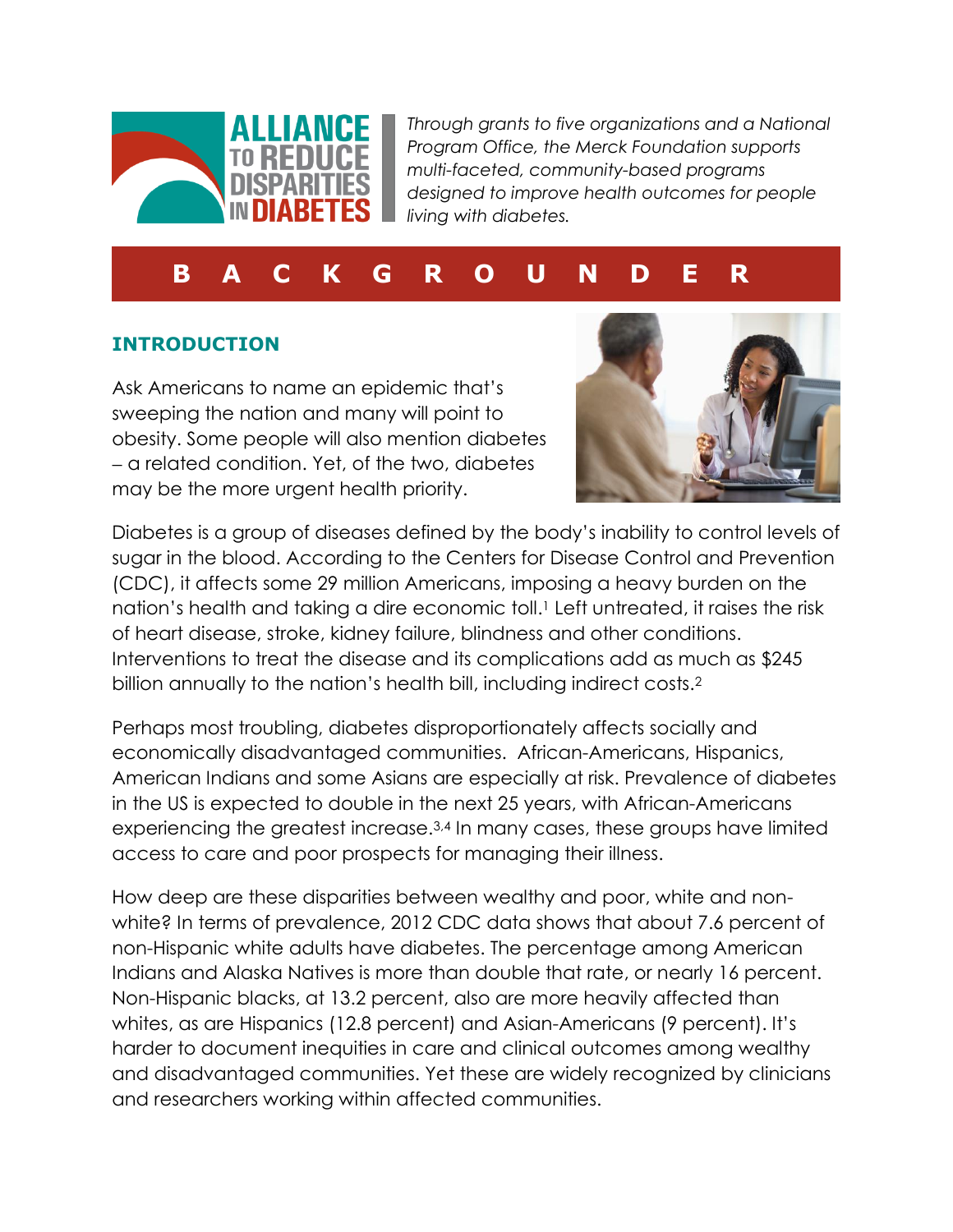# ALLIANCE TO REDUCE DISPARITIES IN DIABETES

*Through grants to five organizations and a National Program Office, the Merck Foundation supports multi-faceted, community-based programs designed to improve health outcomes for people living with diabetes.*

## BACKGROUNDER

### INTRODUCTION

Ask Americans to name an epidemic that's sweeping the nation and many will point to obesity. Some people will also mention diabetes – a related condition. Yet, of the two, diabetes may be the more urgent health priority.

Diabetes is a group of diseases defined by the body's inability to control levels of sugar in the blood. According to the Centers for Disease Control and Prevention (CDC), it affects some 29 million Americans, imposing a heavy burden on the nation's health and taking a dire economic toll.[1] Left untreated, it raises the risk of heart disease, stroke, kidney failure, blindness and other conditions. Interventions to treat the disease and its complications add as much as $245 billion annually to the nation's health bill, including indirect costs.[2]

Perhaps most troubling, diabetes disproportionately affects socially and economically disadvantaged communities. African-Americans, Hispanics, American Indians and some Asians are especially at risk. Prevalence of diabetes in the US is expected to double in the next 25 years, with African-Americans experiencing the greatest increase.[3,4] In many cases, these groups have limited access to care and poor prospects for managing their illness.

How deep are these disparities between wealthy and poor, white and non-white? In terms of prevalence, 2012 CDC data shows that about 7.6 percent of non-Hispanic white adults have diabetes. The percentage among American Indians and Alaska Natives is more than double that rate, or nearly 16 percent. Non-Hispanic blacks, at 13.2 percent, also are more heavily affected than whites, as are Hispanics (12.8 percent) and Asian-Americans (9 percent). It's harder to document inequities in care and clinical outcomes among wealthy and disadvantaged communities. Yet these are widely recognized by clinicians and researchers working within affected communities.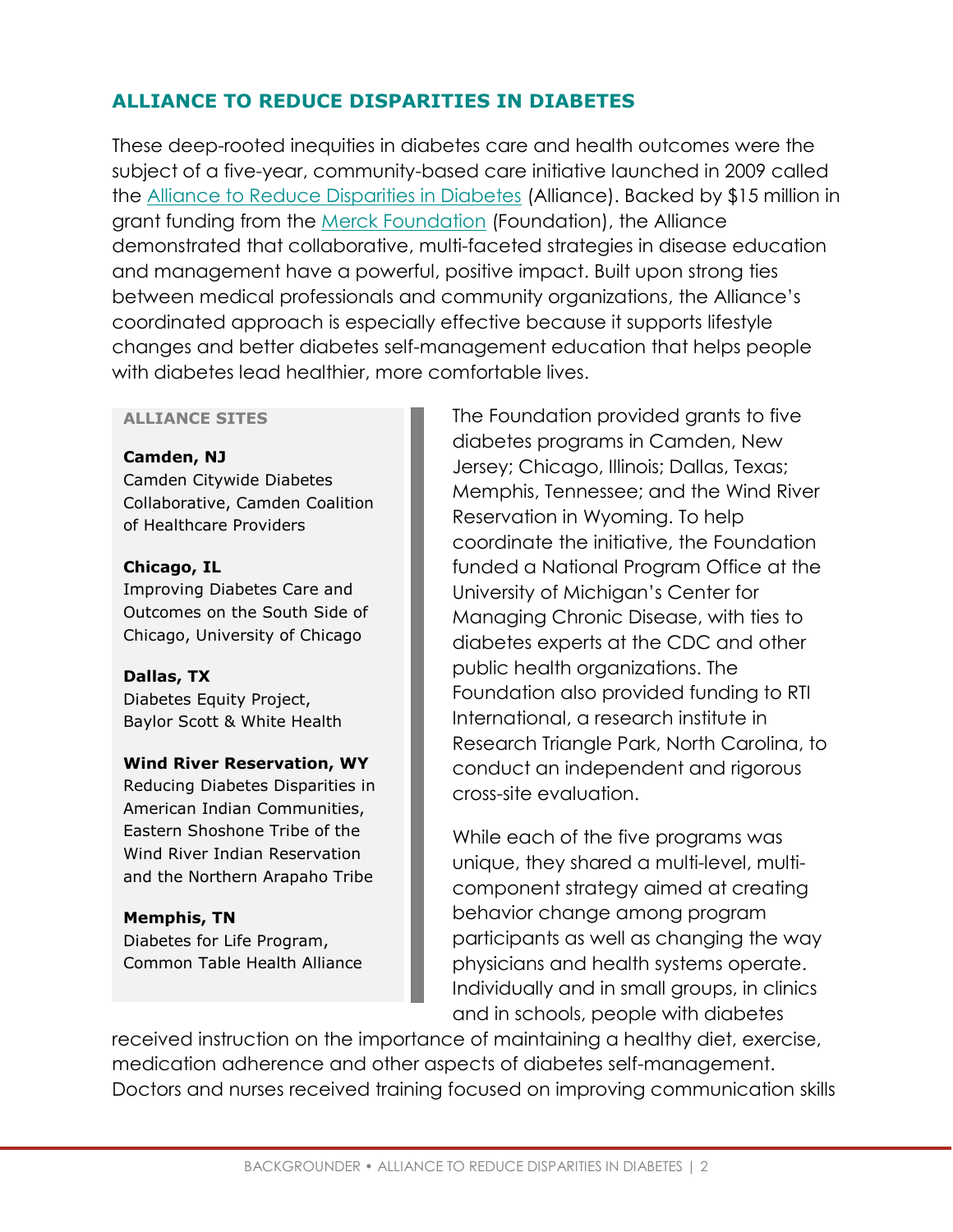## ALLIANCE TO REDUCE DISPARITIES IN DIABETES

These deep-rooted inequities in diabetes care and health outcomes were the subject of a five-year, community-based care initiative launched in 2009 called the Alliance to Reduce Disparities in Diabetes (Alliance). Backed by $15 million in grant funding from the Merck Foundation (Foundation), the Alliance demonstrated that collaborative, multi-faceted strategies in disease education and management have a powerful, positive impact. Built upon strong ties between medical professionals and community organizations, the Alliance's coordinated approach is especially effective because it supports lifestyle changes and better diabetes self-management education that helps people with diabetes lead healthier, more comfortable lives.

**ALLIANCE SITES**

**Camden, NJ**
Camden Citywide Diabetes Collaborative, Camden Coalition of Healthcare Providers

**Chicago, IL**
Improving Diabetes Care and Outcomes on the South Side of Chicago, University of Chicago

**Dallas, TX**
Diabetes Equity Project, Baylor Scott & White Health

**Wind River Reservation, WY**
Reducing Diabetes Disparities in American Indian Communities, Eastern Shoshone Tribe of the Wind River Indian Reservation and the Northern Arapaho Tribe

**Memphis, TN**
Diabetes for Life Program, Common Table Health Alliance

The Foundation provided grants to five diabetes programs in Camden, New Jersey; Chicago, Illinois; Dallas, Texas; Memphis, Tennessee; and the Wind River Reservation in Wyoming. To help coordinate the initiative, the Foundation funded a National Program Office at the University of Michigan's Center for Managing Chronic Disease, with ties to diabetes experts at the CDC and other public health organizations. The Foundation also provided funding to RTI International, a research institute in Research Triangle Park, North Carolina, to conduct an independent and rigorous cross-site evaluation.

While each of the five programs was unique, they shared a multi-level, multi-component strategy aimed at creating behavior change among program participants as well as changing the way physicians and health systems operate. Individually and in small groups, in clinics and in schools, people with diabetes received instruction on the importance of maintaining a healthy diet, exercise, medication adherence and other aspects of diabetes self-management. Doctors and nurses received training focused on improving communication skills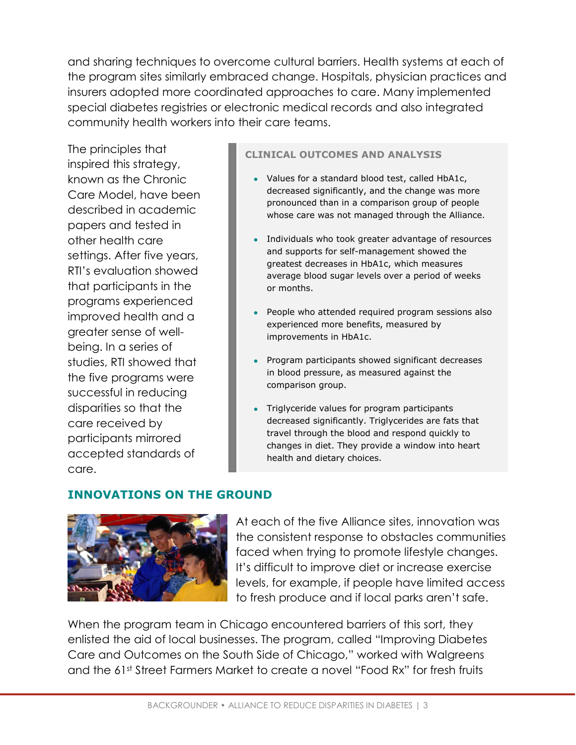and sharing techniques to overcome cultural barriers. Health systems at each of the program sites similarly embraced change. Hospitals, physician practices and insurers adopted more coordinated approaches to care. Many implemented special diabetes registries or electronic medical records and also integrated community health workers into their care teams.

The principles that inspired this strategy, known as the Chronic Care Model, have been described in academic papers and tested in other health care settings. After five years, RTI's evaluation showed that participants in the programs experienced improved health and a greater sense of well-being. In a series of studies, RTI showed that the five programs were successful in reducing disparities so that the care received by participants mirrored accepted standards of care.

**CLINICAL OUTCOMES AND ANALYSIS**

- Values for a standard blood test, called HbA1c, decreased significantly, and the change was more pronounced than in a comparison group of people whose care was not managed through the Alliance.
- Individuals who took greater advantage of resources and supports for self-management showed the greatest decreases in HbA1c, which measures average blood sugar levels over a period of weeks or months.
- People who attended required program sessions also experienced more benefits, measured by improvements in HbA1c.
- Program participants showed significant decreases in blood pressure, as measured against the comparison group.
- Triglyceride values for program participants decreased significantly. Triglycerides are fats that travel through the blood and respond quickly to changes in diet. They provide a window into heart health and dietary choices.

## INNOVATIONS ON THE GROUND

At each of the five Alliance sites, innovation was the consistent response to obstacles communities faced when trying to promote lifestyle changes. It's difficult to improve diet or increase exercise levels, for example, if people have limited access to fresh produce and if local parks aren't safe.

When the program team in Chicago encountered barriers of this sort, they enlisted the aid of local businesses. The program, called "Improving Diabetes Care and Outcomes on the South Side of Chicago," worked with Walgreens and the 61st Street Farmers Market to create a novel "Food Rx" for fresh fruits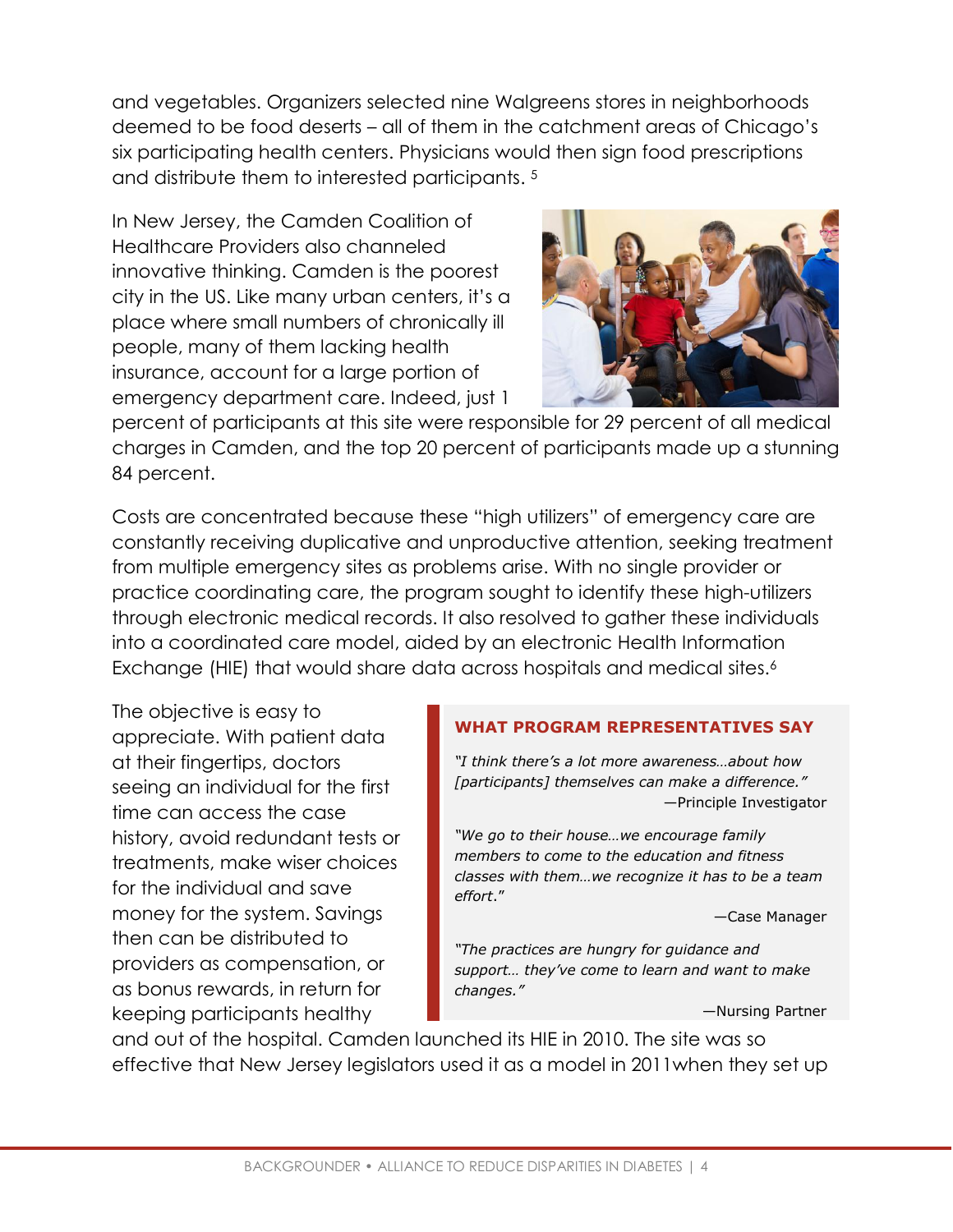and vegetables. Organizers selected nine Walgreens stores in neighborhoods deemed to be food deserts – all of them in the catchment areas of Chicago's six participating health centers. Physicians would then sign food prescriptions and distribute them to interested participants. [5]

In New Jersey, the Camden Coalition of Healthcare Providers also channeled innovative thinking. Camden is the poorest city in the US. Like many urban centers, it's a place where small numbers of chronically ill people, many of them lacking health insurance, account for a large portion of emergency department care. Indeed, just 1 percent of participants at this site were responsible for 29 percent of all medical charges in Camden, and the top 20 percent of participants made up a stunning 84 percent.

Costs are concentrated because these "high utilizers" of emergency care are constantly receiving duplicative and unproductive attention, seeking treatment from multiple emergency sites as problems arise. With no single provider or practice coordinating care, the program sought to identify these high-utilizers through electronic medical records. It also resolved to gather these individuals into a coordinated care model, aided by an electronic Health Information Exchange (HIE) that would share data across hospitals and medical sites.[6]

The objective is easy to appreciate. With patient data at their fingertips, doctors seeing an individual for the first time can access the case history, avoid redundant tests or treatments, make wiser choices for the individual and save money for the system. Savings then can be distributed to providers as compensation, or as bonus rewards, in return for keeping participants healthy and out of the hospital. Camden launched its HIE in 2010. The site was so effective that New Jersey legislators used it as a model in 2011when they set up

> **WHAT PROGRAM REPRESENTATIVES SAY**
>
> *"I think there's a lot more awareness…about how [participants] themselves can make a difference."*
> —Principle Investigator
>
> *"We go to their house…we encourage family members to come to the education and fitness classes with them…we recognize it has to be a team effort."*
> —Case Manager
>
> *"The practices are hungry for guidance and support… they've come to learn and want to make changes."*
> —Nursing Partner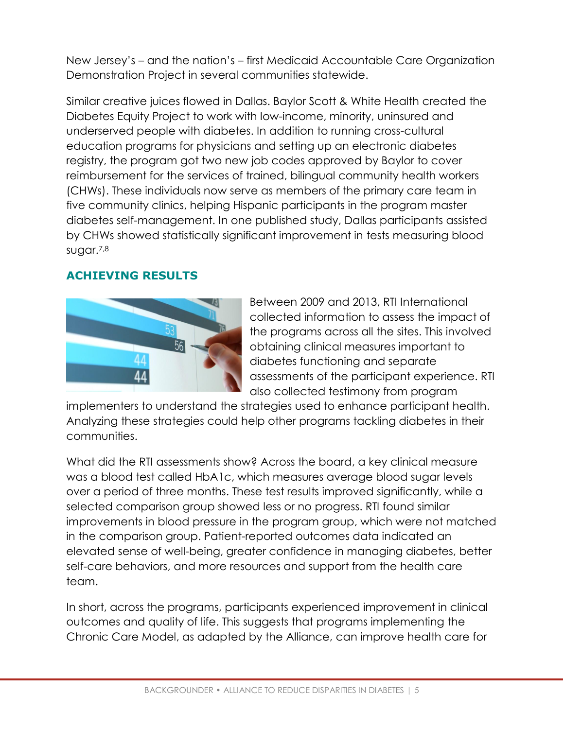New Jersey's – and the nation's – first Medicaid Accountable Care Organization Demonstration Project in several communities statewide.

Similar creative juices flowed in Dallas. Baylor Scott & White Health created the Diabetes Equity Project to work with low-income, minority, uninsured and underserved people with diabetes. In addition to running cross-cultural education programs for physicians and setting up an electronic diabetes registry, the program got two new job codes approved by Baylor to cover reimbursement for the services of trained, bilingual community health workers (CHWs). These individuals now serve as members of the primary care team in five community clinics, helping Hispanic participants in the program master diabetes self-management. In one published study, Dallas participants assisted by CHWs showed statistically significant improvement in tests measuring blood sugar.[7,8]

## ACHIEVING RESULTS

Between 2009 and 2013, RTI International collected information to assess the impact of the programs across all the sites. This involved obtaining clinical measures important to diabetes functioning and separate assessments of the participant experience. RTI also collected testimony from program implementers to understand the strategies used to enhance participant health. Analyzing these strategies could help other programs tackling diabetes in their communities.

What did the RTI assessments show? Across the board, a key clinical measure was a blood test called HbA1c, which measures average blood sugar levels over a period of three months. These test results improved significantly, while a selected comparison group showed less or no progress. RTI found similar improvements in blood pressure in the program group, which were not matched in the comparison group. Patient-reported outcomes data indicated an elevated sense of well-being, greater confidence in managing diabetes, better self-care behaviors, and more resources and support from the health care team.

In short, across the programs, participants experienced improvement in clinical outcomes and quality of life. This suggests that programs implementing the Chronic Care Model, as adapted by the Alliance, can improve health care for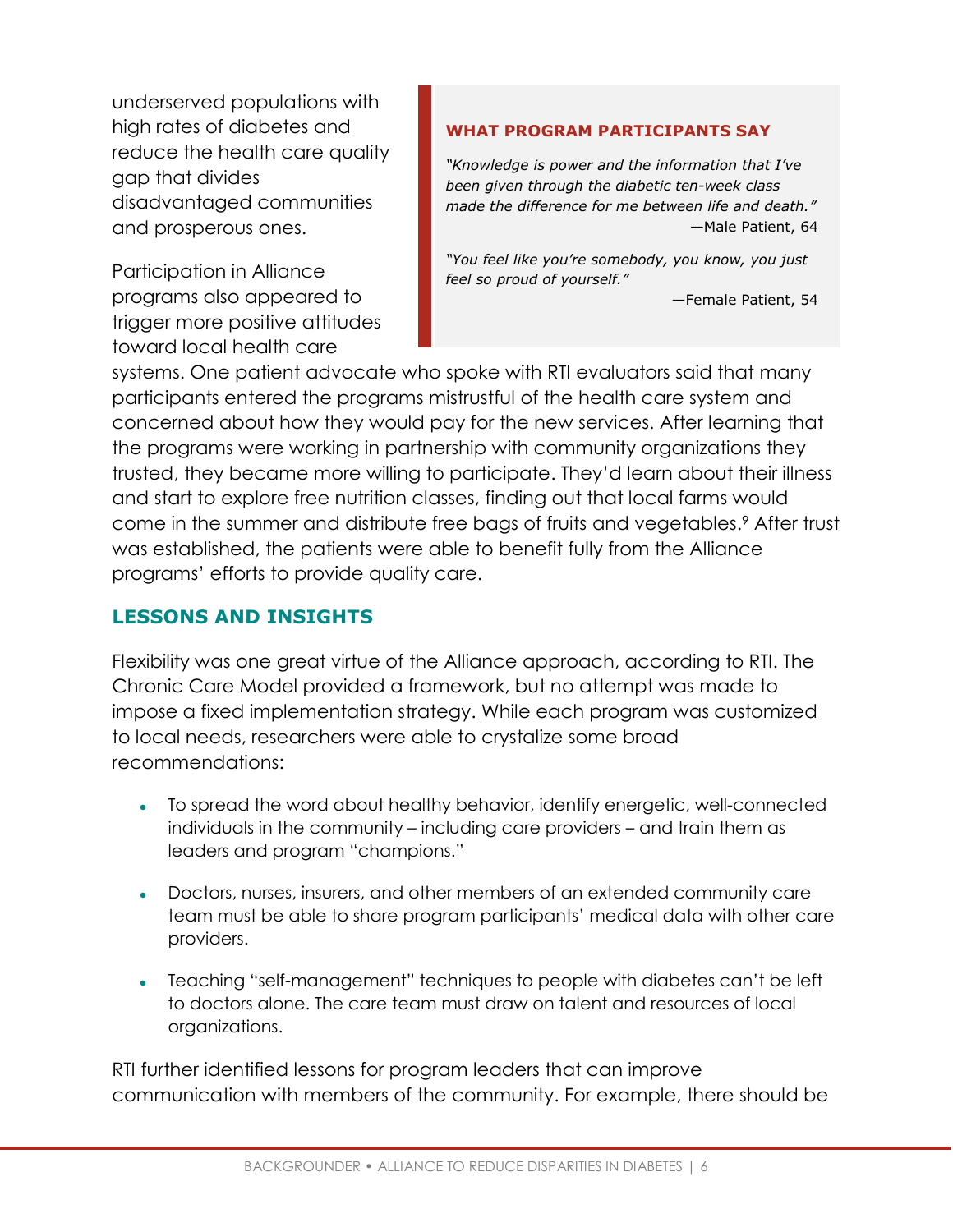underserved populations with high rates of diabetes and reduce the health care quality gap that divides disadvantaged communities and prosperous ones.

> **WHAT PROGRAM PARTICIPANTS SAY**
>
> *"Knowledge is power and the information that I've been given through the diabetic ten-week class made the difference for me between life and death."*
> —Male Patient, 64
>
> *"You feel like you're somebody, you know, you just feel so proud of yourself."*
> —Female Patient, 54

Participation in Alliance programs also appeared to trigger more positive attitudes toward local health care systems. One patient advocate who spoke with RTI evaluators said that many participants entered the programs mistrustful of the health care system and concerned about how they would pay for the new services. After learning that the programs were working in partnership with community organizations they trusted, they became more willing to participate. They'd learn about their illness and start to explore free nutrition classes, finding out that local farms would come in the summer and distribute free bags of fruits and vegetables.[9] After trust was established, the patients were able to benefit fully from the Alliance programs' efforts to provide quality care.

## LESSONS AND INSIGHTS

Flexibility was one great virtue of the Alliance approach, according to RTI. The Chronic Care Model provided a framework, but no attempt was made to impose a fixed implementation strategy. While each program was customized to local needs, researchers were able to crystalize some broad recommendations:

- To spread the word about healthy behavior, identify energetic, well-connected individuals in the community – including care providers – and train them as leaders and program "champions."
- Doctors, nurses, insurers, and other members of an extended community care team must be able to share program participants' medical data with other care providers.
- Teaching "self-management" techniques to people with diabetes can't be left to doctors alone. The care team must draw on talent and resources of local organizations.

RTI further identified lessons for program leaders that can improve communication with members of the community. For example, there should be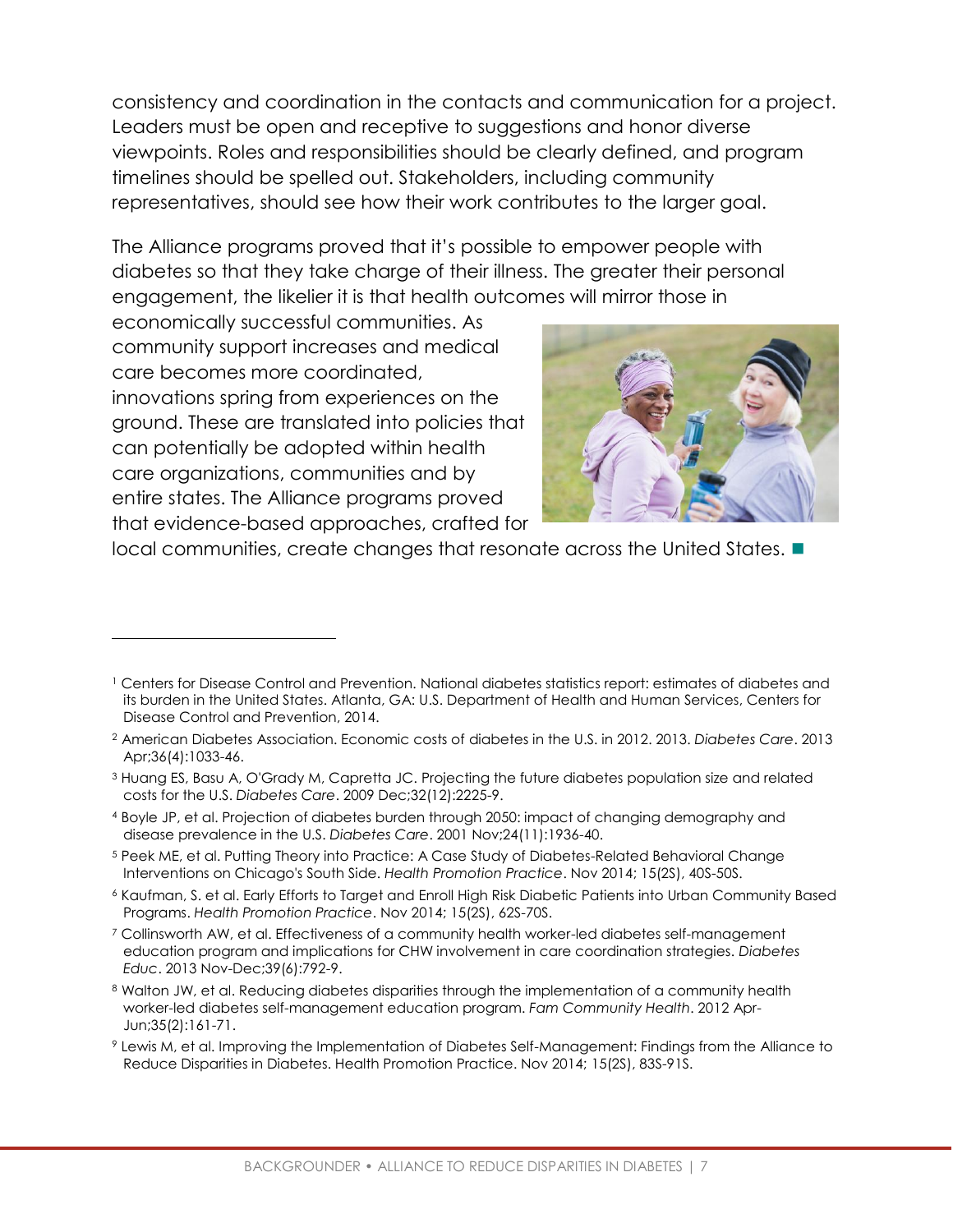consistency and coordination in the contacts and communication for a project. Leaders must be open and receptive to suggestions and honor diverse viewpoints. Roles and responsibilities should be clearly defined, and program timelines should be spelled out. Stakeholders, including community representatives, should see how their work contributes to the larger goal.

The Alliance programs proved that it's possible to empower people with diabetes so that they take charge of their illness. The greater their personal engagement, the likelier it is that health outcomes will mirror those in economically successful communities. As community support increases and medical care becomes more coordinated, innovations spring from experiences on the ground. These are translated into policies that can potentially be adopted within health care organizations, communities and by entire states. The Alliance programs proved that evidence-based approaches, crafted for local communities, create changes that resonate across the United States. ■

---

[1] Centers for Disease Control and Prevention. National diabetes statistics report: estimates of diabetes and its burden in the United States. Atlanta, GA: U.S. Department of Health and Human Services, Centers for Disease Control and Prevention, 2014.

[2] American Diabetes Association. Economic costs of diabetes in the U.S. in 2012. 2013. *Diabetes Care*. 2013 Apr;36(4):1033-46.

[3] Huang ES, Basu A, O'Grady M, Capretta JC. Projecting the future diabetes population size and related costs for the U.S. *Diabetes Care*. 2009 Dec;32(12):2225-9.

[4] Boyle JP, et al. Projection of diabetes burden through 2050: impact of changing demography and disease prevalence in the U.S. *Diabetes Care*. 2001 Nov;24(11):1936-40.

[5] Peek ME, et al. Putting Theory into Practice: A Case Study of Diabetes-Related Behavioral Change Interventions on Chicago's South Side. *Health Promotion Practice*. Nov 2014; 15(2S), 40S-50S.

[6] Kaufman, S. et al. Early Efforts to Target and Enroll High Risk Diabetic Patients into Urban Community Based Programs. *Health Promotion Practice*. Nov 2014; 15(2S), 62S-70S.

[7] Collinsworth AW, et al. Effectiveness of a community health worker-led diabetes self-management education program and implications for CHW involvement in care coordination strategies. *Diabetes Educ*. 2013 Nov-Dec;39(6):792-9.

[8] Walton JW, et al. Reducing diabetes disparities through the implementation of a community health worker-led diabetes self-management education program. *Fam Community Health*. 2012 Apr-Jun;35(2):161-71.

[9] Lewis M, et al. Improving the Implementation of Diabetes Self-Management: Findings from the Alliance to Reduce Disparities in Diabetes. Health Promotion Practice. Nov 2014; 15(2S), 83S-91S.